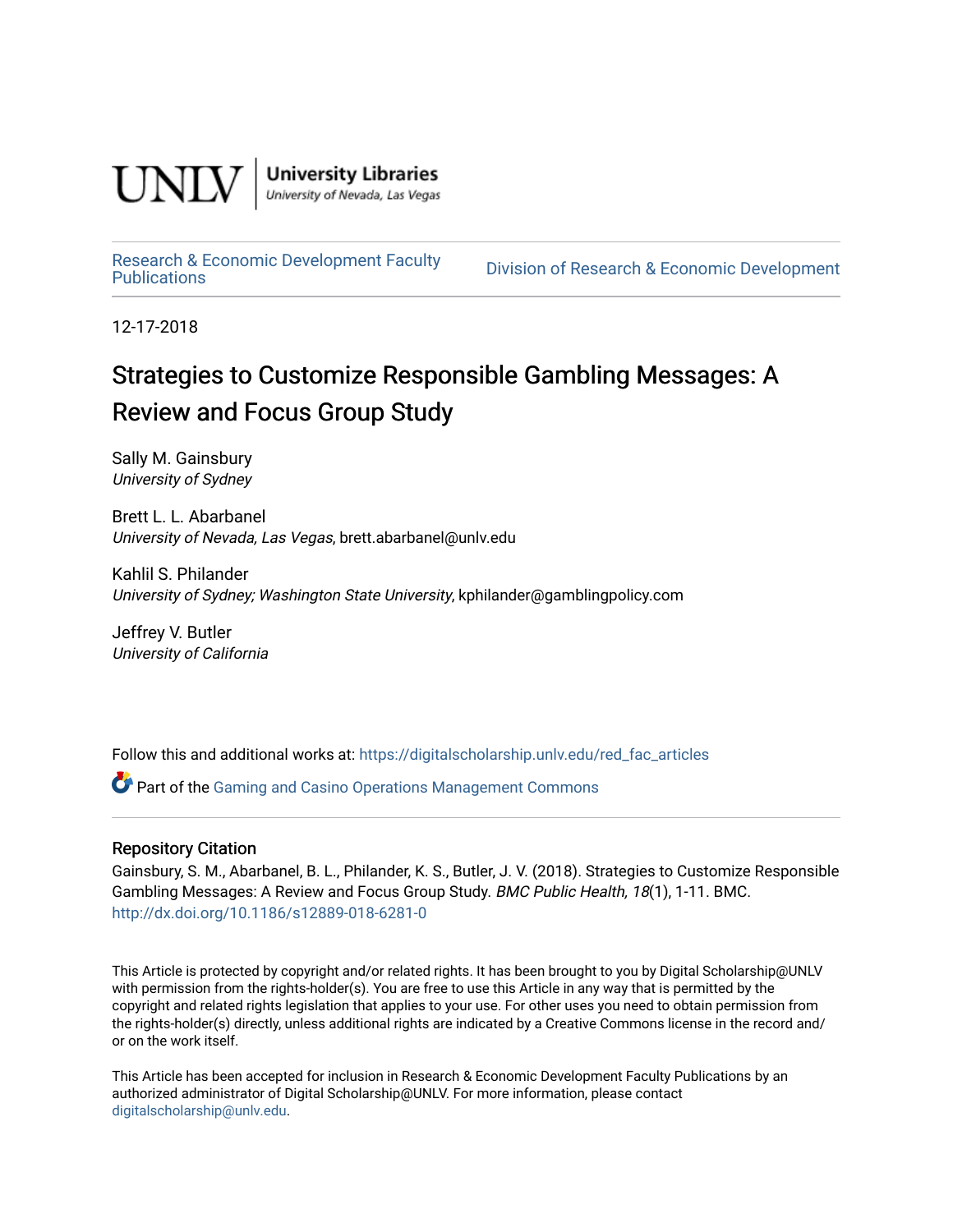UNLV | University Libraries
University of Nevada, Las Vegas

Research & Economic Development Faculty Publications | Division of Research & Economic Development

12-17-2018

# Strategies to Customize Responsible Gambling Messages: A Review and Focus Group Study

Sally M. Gainsbury
*University of Sydney*

Brett L. L. Abarbanel
*University of Nevada, Las Vegas*, brett.abarbanel@unlv.edu

Kahlil S. Philander
*University of Sydney; Washington State University*, kphilander@gamblingpolicy.com

Jeffrey V. Butler
*University of California*

Follow this and additional works at: https://digitalscholarship.unlv.edu/red_fac_articles

Part of the Gaming and Casino Operations Management Commons

## Repository Citation

Gainsbury, S. M., Abarbanel, B. L., Philander, K. S., Butler, J. V. (2018). Strategies to Customize Responsible Gambling Messages: A Review and Focus Group Study. *BMC Public Health, 18*(1), 1-11. BMC. http://dx.doi.org/10.1186/s12889-018-6281-0

This Article is protected by copyright and/or related rights. It has been brought to you by Digital Scholarship@UNLV with permission from the rights-holder(s). You are free to use this Article in any way that is permitted by the copyright and related rights legislation that applies to your use. For other uses you need to obtain permission from the rights-holder(s) directly, unless additional rights are indicated by a Creative Commons license in the record and/or on the work itself.

This Article has been accepted for inclusion in Research & Economic Development Faculty Publications by an authorized administrator of Digital Scholarship@UNLV. For more information, please contact digitalscholarship@unlv.edu.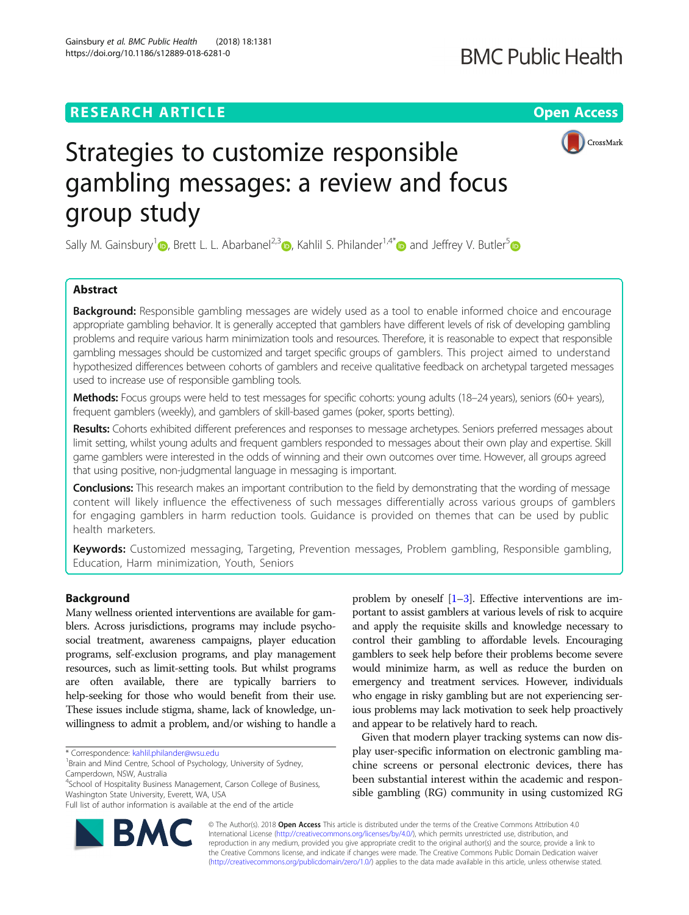# Strategies to customize responsible gambling messages: a review and focus group study

Sally M. Gainsbury[1], Brett L. L. Abarbanel[2,3], Kahlil S. Philander[1,4*] and Jeffrey V. Butler[5]

## Abstract

**Background:** Responsible gambling messages are widely used as a tool to enable informed choice and encourage appropriate gambling behavior. It is generally accepted that gamblers have different levels of risk of developing gambling problems and require various harm minimization tools and resources. Therefore, it is reasonable to expect that responsible gambling messages should be customized and target specific groups of gamblers. This project aimed to understand hypothesized differences between cohorts of gamblers and receive qualitative feedback on archetypal targeted messages used to increase use of responsible gambling tools.

**Methods:** Focus groups were held to test messages for specific cohorts: young adults (18–24 years), seniors (60+ years), frequent gamblers (weekly), and gamblers of skill-based games (poker, sports betting).

**Results:** Cohorts exhibited different preferences and responses to message archetypes. Seniors preferred messages about limit setting, whilst young adults and frequent gamblers responded to messages about their own play and expertise. Skill game gamblers were interested in the odds of winning and their own outcomes over time. However, all groups agreed that using positive, non-judgmental language in messaging is important.

**Conclusions:** This research makes an important contribution to the field by demonstrating that the wording of message content will likely influence the effectiveness of such messages differentially across various groups of gamblers for engaging gamblers in harm reduction tools. Guidance is provided on themes that can be used by public health marketers.

**Keywords:** Customized messaging, Targeting, Prevention messages, Problem gambling, Responsible gambling, Education, Harm minimization, Youth, Seniors

## Background

Many wellness oriented interventions are available for gamblers. Across jurisdictions, programs may include psychosocial treatment, awareness campaigns, player education programs, self-exclusion programs, and play management resources, such as limit-setting tools. But whilst programs are often available, there are typically barriers to help-seeking for those who would benefit from their use. These issues include stigma, shame, lack of knowledge, unwillingness to admit a problem, and/or wishing to handle a problem by oneself [1–3]. Effective interventions are important to assist gamblers at various levels of risk to acquire and apply the requisite skills and knowledge necessary to control their gambling to affordable levels. Encouraging gamblers to seek help before their problems become severe would minimize harm, as well as reduce the burden on emergency and treatment services. However, individuals who engage in risky gambling but are not experiencing serious problems may lack motivation to seek help proactively and appear to be relatively hard to reach.

Given that modern player tracking systems can now display user-specific information on electronic gambling machine screens or personal electronic devices, there has been substantial interest within the academic and responsible gambling (RG) community in using customized RG

\* Correspondence: kahlil.philander@wsu.edu
[1]Brain and Mind Centre, School of Psychology, University of Sydney, Camperdown, NSW, Australia
[4]School of Hospitality Business Management, Carson College of Business, Washington State University, Everett, WA, USA
Full list of author information is available at the end of the article

© The Author(s). 2018 **Open Access** This article is distributed under the terms of the Creative Commons Attribution 4.0 International License (http://creativecommons.org/licenses/by/4.0/), which permits unrestricted use, distribution, and reproduction in any medium, provided you give appropriate credit to the original author(s) and the source, provide a link to the Creative Commons license, and indicate if changes were made. The Creative Commons Public Domain Dedication waiver (http://creativecommons.org/publicdomain/zero/1.0/) applies to the data made available in this article, unless otherwise stated.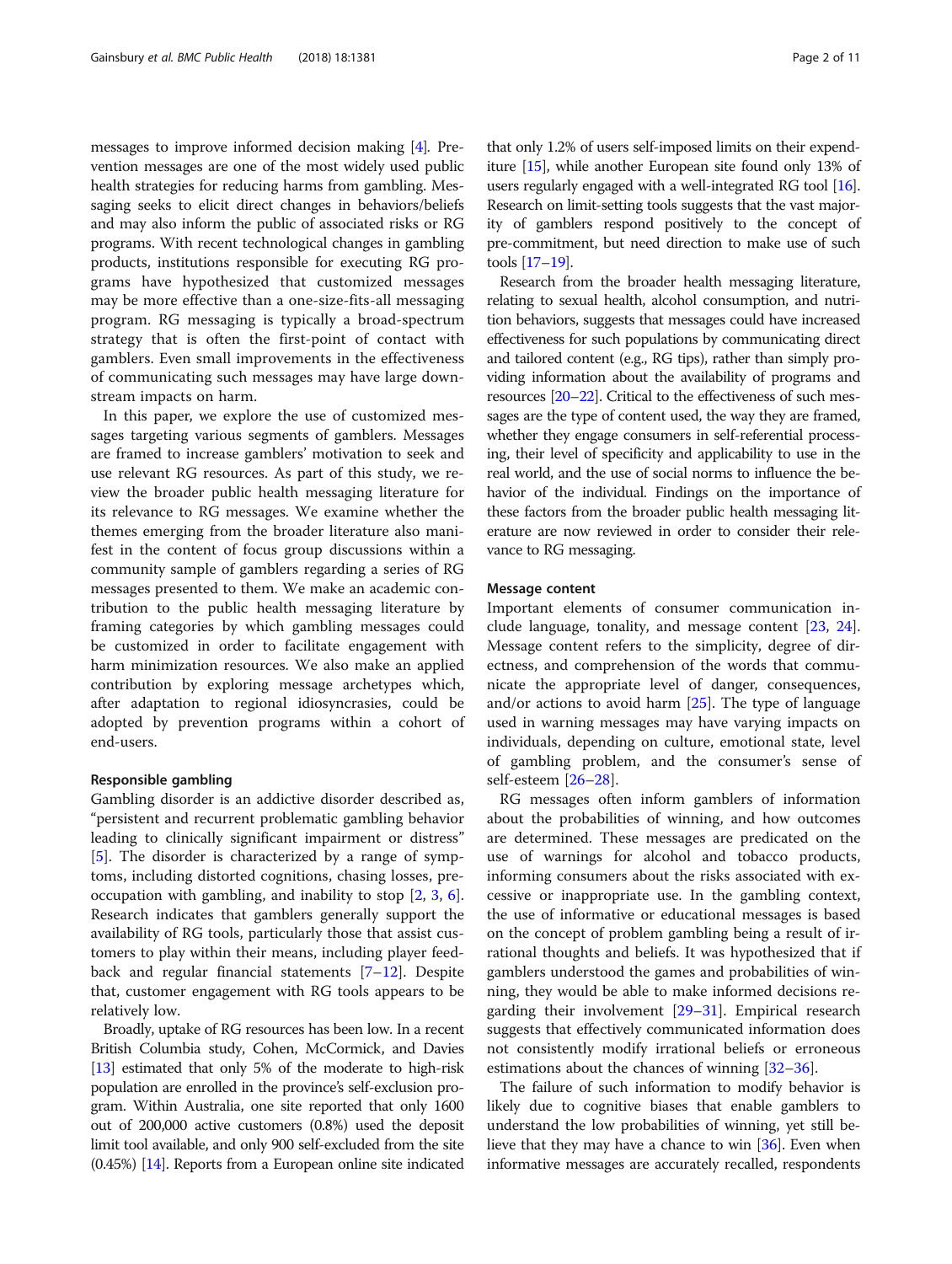messages to improve informed decision making [4]. Prevention messages are one of the most widely used public health strategies for reducing harms from gambling. Messaging seeks to elicit direct changes in behaviors/beliefs and may also inform the public of associated risks or RG programs. With recent technological changes in gambling products, institutions responsible for executing RG programs have hypothesized that customized messages may be more effective than a one-size-fits-all messaging program. RG messaging is typically a broad-spectrum strategy that is often the first-point of contact with gamblers. Even small improvements in the effectiveness of communicating such messages may have large downstream impacts on harm.

In this paper, we explore the use of customized messages targeting various segments of gamblers. Messages are framed to increase gamblers' motivation to seek and use relevant RG resources. As part of this study, we review the broader public health messaging literature for its relevance to RG messages. We examine whether the themes emerging from the broader literature also manifest in the content of focus group discussions within a community sample of gamblers regarding a series of RG messages presented to them. We make an academic contribution to the public health messaging literature by framing categories by which gambling messages could be customized in order to facilitate engagement with harm minimization resources. We also make an applied contribution by exploring message archetypes which, after adaptation to regional idiosyncrasies, could be adopted by prevention programs within a cohort of end-users.

### Responsible gambling

Gambling disorder is an addictive disorder described as, "persistent and recurrent problematic gambling behavior leading to clinically significant impairment or distress" [5]. The disorder is characterized by a range of symptoms, including distorted cognitions, chasing losses, preoccupation with gambling, and inability to stop [2, 3, 6]. Research indicates that gamblers generally support the availability of RG tools, particularly those that assist customers to play within their means, including player feedback and regular financial statements [7–12]. Despite that, customer engagement with RG tools appears to be relatively low.

Broadly, uptake of RG resources has been low. In a recent British Columbia study, Cohen, McCormick, and Davies [13] estimated that only 5% of the moderate to high-risk population are enrolled in the province's self-exclusion program. Within Australia, one site reported that only 1600 out of 200,000 active customers (0.8%) used the deposit limit tool available, and only 900 self-excluded from the site (0.45%) [14]. Reports from a European online site indicated that only 1.2% of users self-imposed limits on their expenditure [15], while another European site found only 13% of users regularly engaged with a well-integrated RG tool [16]. Research on limit-setting tools suggests that the vast majority of gamblers respond positively to the concept of pre-commitment, but need direction to make use of such tools [17–19].

Research from the broader health messaging literature, relating to sexual health, alcohol consumption, and nutrition behaviors, suggests that messages could have increased effectiveness for such populations by communicating direct and tailored content (e.g., RG tips), rather than simply providing information about the availability of programs and resources [20–22]. Critical to the effectiveness of such messages are the type of content used, the way they are framed, whether they engage consumers in self-referential processing, their level of specificity and applicability to use in the real world, and the use of social norms to influence the behavior of the individual. Findings on the importance of these factors from the broader public health messaging literature are now reviewed in order to consider their relevance to RG messaging.

### Message content

Important elements of consumer communication include language, tonality, and message content [23, 24]. Message content refers to the simplicity, degree of directness, and comprehension of the words that communicate the appropriate level of danger, consequences, and/or actions to avoid harm [25]. The type of language used in warning messages may have varying impacts on individuals, depending on culture, emotional state, level of gambling problem, and the consumer's sense of self-esteem [26–28].

RG messages often inform gamblers of information about the probabilities of winning, and how outcomes are determined. These messages are predicated on the use of warnings for alcohol and tobacco products, informing consumers about the risks associated with excessive or inappropriate use. In the gambling context, the use of informative or educational messages is based on the concept of problem gambling being a result of irrational thoughts and beliefs. It was hypothesized that if gamblers understood the games and probabilities of winning, they would be able to make informed decisions regarding their involvement [29–31]. Empirical research suggests that effectively communicated information does not consistently modify irrational beliefs or erroneous estimations about the chances of winning [32–36].

The failure of such information to modify behavior is likely due to cognitive biases that enable gamblers to understand the low probabilities of winning, yet still believe that they may have a chance to win [36]. Even when informative messages are accurately recalled, respondents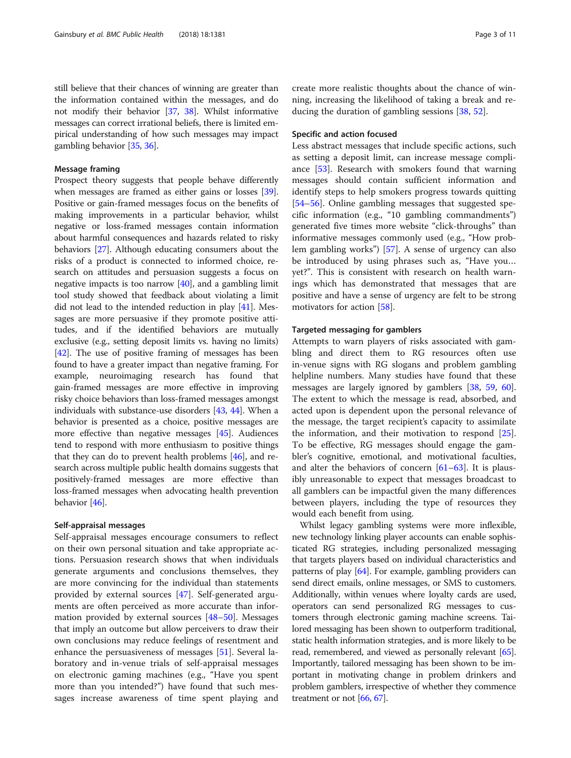still believe that their chances of winning are greater than the information contained within the messages, and do not modify their behavior [37, 38]. Whilst informative messages can correct irrational beliefs, there is limited empirical understanding of how such messages may impact gambling behavior [35, 36].

### Message framing

Prospect theory suggests that people behave differently when messages are framed as either gains or losses [39]. Positive or gain-framed messages focus on the benefits of making improvements in a particular behavior, whilst negative or loss-framed messages contain information about harmful consequences and hazards related to risky behaviors [27]. Although educating consumers about the risks of a product is connected to informed choice, research on attitudes and persuasion suggests a focus on negative impacts is too narrow [40], and a gambling limit tool study showed that feedback about violating a limit did not lead to the intended reduction in play [41]. Messages are more persuasive if they promote positive attitudes, and if the identified behaviors are mutually exclusive (e.g., setting deposit limits vs. having no limits) [42]. The use of positive framing of messages has been found to have a greater impact than negative framing. For example, neuroimaging research has found that gain-framed messages are more effective in improving risky choice behaviors than loss-framed messages amongst individuals with substance-use disorders [43, 44]. When a behavior is presented as a choice, positive messages are more effective than negative messages [45]. Audiences tend to respond with more enthusiasm to positive things that they can do to prevent health problems [46], and research across multiple public health domains suggests that positively-framed messages are more effective than loss-framed messages when advocating health prevention behavior [46].

### Self-appraisal messages

Self-appraisal messages encourage consumers to reflect on their own personal situation and take appropriate actions. Persuasion research shows that when individuals generate arguments and conclusions themselves, they are more convincing for the individual than statements provided by external sources [47]. Self-generated arguments are often perceived as more accurate than information provided by external sources [48–50]. Messages that imply an outcome but allow perceivers to draw their own conclusions may reduce feelings of resentment and enhance the persuasiveness of messages [51]. Several laboratory and in-venue trials of self-appraisal messages on electronic gaming machines (e.g., "Have you spent more than you intended?") have found that such messages increase awareness of time spent playing and create more realistic thoughts about the chance of winning, increasing the likelihood of taking a break and reducing the duration of gambling sessions [38, 52].

### Specific and action focused

Less abstract messages that include specific actions, such as setting a deposit limit, can increase message compliance [53]. Research with smokers found that warning messages should contain sufficient information and identify steps to help smokers progress towards quitting [54–56]. Online gambling messages that suggested specific information (e.g., "10 gambling commandments") generated five times more website "click-throughs" than informative messages commonly used (e.g., "How problem gambling works") [57]. A sense of urgency can also be introduced by using phrases such as, "Have you… yet?". This is consistent with research on health warnings which has demonstrated that messages that are positive and have a sense of urgency are felt to be strong motivators for action [58].

### Targeted messaging for gamblers

Attempts to warn players of risks associated with gambling and direct them to RG resources often use in-venue signs with RG slogans and problem gambling helpline numbers. Many studies have found that these messages are largely ignored by gamblers [38, 59, 60]. The extent to which the message is read, absorbed, and acted upon is dependent upon the personal relevance of the message, the target recipient's capacity to assimilate the information, and their motivation to respond [25]. To be effective, RG messages should engage the gambler's cognitive, emotional, and motivational faculties, and alter the behaviors of concern [61–63]. It is plausibly unreasonable to expect that messages broadcast to all gamblers can be impactful given the many differences between players, including the type of resources they would each benefit from using.

Whilst legacy gambling systems were more inflexible, new technology linking player accounts can enable sophisticated RG strategies, including personalized messaging that targets players based on individual characteristics and patterns of play [64]. For example, gambling providers can send direct emails, online messages, or SMS to customers. Additionally, within venues where loyalty cards are used, operators can send personalized RG messages to customers through electronic gaming machine screens. Tailored messaging has been shown to outperform traditional, static health information strategies, and is more likely to be read, remembered, and viewed as personally relevant [65]. Importantly, tailored messaging has been shown to be important in motivating change in problem drinkers and problem gamblers, irrespective of whether they commence treatment or not [66, 67].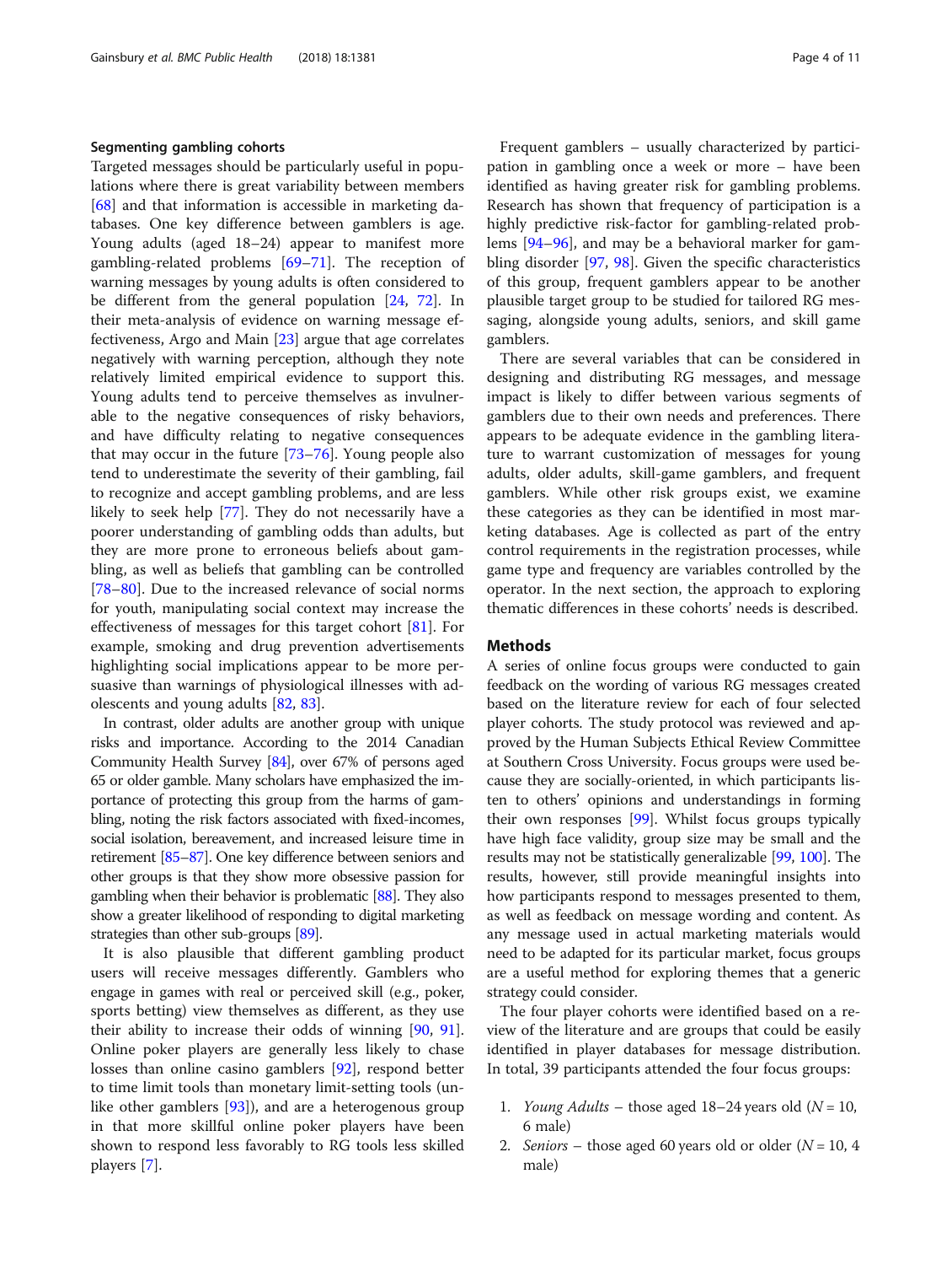### Segmenting gambling cohorts

Targeted messages should be particularly useful in populations where there is great variability between members [68] and that information is accessible in marketing databases. One key difference between gamblers is age. Young adults (aged 18–24) appear to manifest more gambling-related problems [69–71]. The reception of warning messages by young adults is often considered to be different from the general population [24, 72]. In their meta-analysis of evidence on warning message effectiveness, Argo and Main [23] argue that age correlates negatively with warning perception, although they note relatively limited empirical evidence to support this. Young adults tend to perceive themselves as invulnerable to the negative consequences of risky behaviors, and have difficulty relating to negative consequences that may occur in the future [73–76]. Young people also tend to underestimate the severity of their gambling, fail to recognize and accept gambling problems, and are less likely to seek help [77]. They do not necessarily have a poorer understanding of gambling odds than adults, but they are more prone to erroneous beliefs about gambling, as well as beliefs that gambling can be controlled [78–80]. Due to the increased relevance of social norms for youth, manipulating social context may increase the effectiveness of messages for this target cohort [81]. For example, smoking and drug prevention advertisements highlighting social implications appear to be more persuasive than warnings of physiological illnesses with adolescents and young adults [82, 83].

In contrast, older adults are another group with unique risks and importance. According to the 2014 Canadian Community Health Survey [84], over 67% of persons aged 65 or older gamble. Many scholars have emphasized the importance of protecting this group from the harms of gambling, noting the risk factors associated with fixed-incomes, social isolation, bereavement, and increased leisure time in retirement [85–87]. One key difference between seniors and other groups is that they show more obsessive passion for gambling when their behavior is problematic [88]. They also show a greater likelihood of responding to digital marketing strategies than other sub-groups [89].

It is also plausible that different gambling product users will receive messages differently. Gamblers who engage in games with real or perceived skill (e.g., poker, sports betting) view themselves as different, as they use their ability to increase their odds of winning [90, 91]. Online poker players are generally less likely to chase losses than online casino gamblers [92], respond better to time limit tools than monetary limit-setting tools (unlike other gamblers [93]), and are a heterogenous group in that more skillful online poker players have been shown to respond less favorably to RG tools less skilled players [7].

Frequent gamblers – usually characterized by participation in gambling once a week or more – have been identified as having greater risk for gambling problems. Research has shown that frequency of participation is a highly predictive risk-factor for gambling-related problems [94–96], and may be a behavioral marker for gambling disorder [97, 98]. Given the specific characteristics of this group, frequent gamblers appear to be another plausible target group to be studied for tailored RG messaging, alongside young adults, seniors, and skill game gamblers.

There are several variables that can be considered in designing and distributing RG messages, and message impact is likely to differ between various segments of gamblers due to their own needs and preferences. There appears to be adequate evidence in the gambling literature to warrant customization of messages for young adults, older adults, skill-game gamblers, and frequent gamblers. While other risk groups exist, we examine these categories as they can be identified in most marketing databases. Age is collected as part of the entry control requirements in the registration processes, while game type and frequency are variables controlled by the operator. In the next section, the approach to exploring thematic differences in these cohorts' needs is described.

## Methods

A series of online focus groups were conducted to gain feedback on the wording of various RG messages created based on the literature review for each of four selected player cohorts. The study protocol was reviewed and approved by the Human Subjects Ethical Review Committee at Southern Cross University. Focus groups were used because they are socially-oriented, in which participants listen to others' opinions and understandings in forming their own responses [99]. Whilst focus groups typically have high face validity, group size may be small and the results may not be statistically generalizable [99, 100]. The results, however, still provide meaningful insights into how participants respond to messages presented to them, as well as feedback on message wording and content. As any message used in actual marketing materials would need to be adapted for its particular market, focus groups are a useful method for exploring themes that a generic strategy could consider.

The four player cohorts were identified based on a review of the literature and are groups that could be easily identified in player databases for message distribution. In total, 39 participants attended the four focus groups:

1. *Young Adults* – those aged 18–24 years old ($N = 10$, 6 male)
2. *Seniors* – those aged 60 years old or older ($N = 10$, 4 male)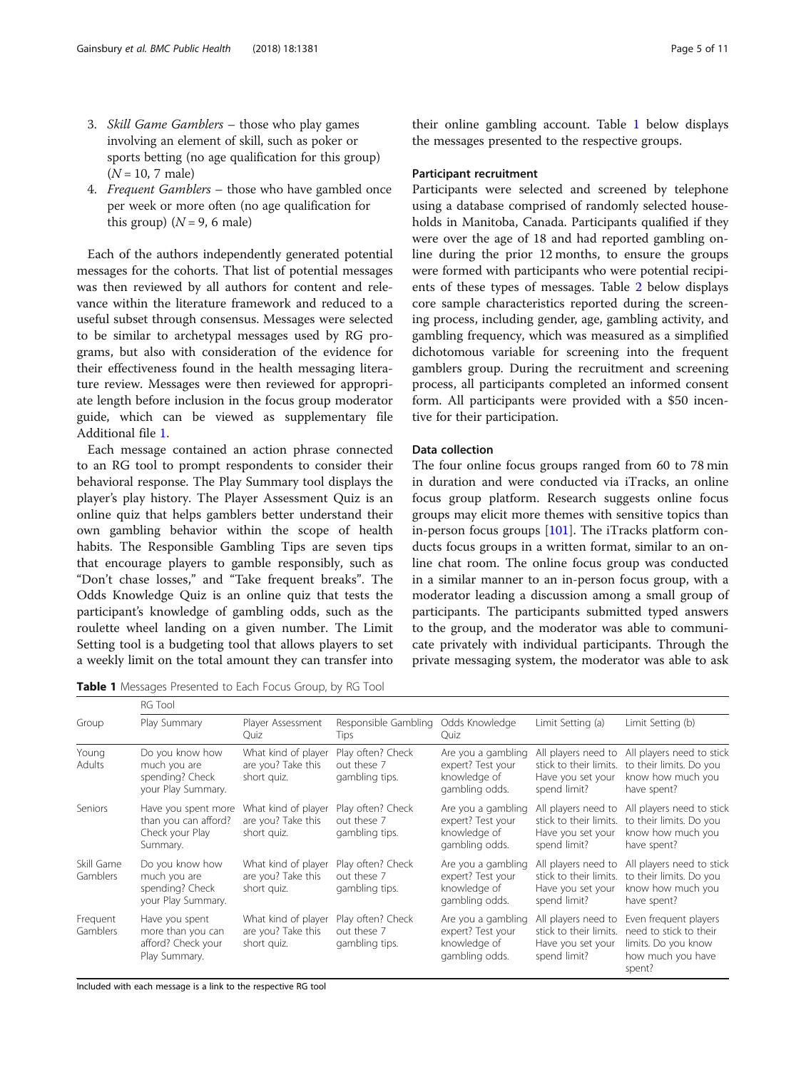3. *Skill Game Gamblers* – those who play games involving an element of skill, such as poker or sports betting (no age qualification for this group) ($N = 10$, 7 male)
4. *Frequent Gamblers* – those who have gambled once per week or more often (no age qualification for this group) ($N = 9$, 6 male)

Each of the authors independently generated potential messages for the cohorts. That list of potential messages was then reviewed by all authors for content and relevance within the literature framework and reduced to a useful subset through consensus. Messages were selected to be similar to archetypal messages used by RG programs, but also with consideration of the evidence for their effectiveness found in the health messaging literature review. Messages were then reviewed for appropriate length before inclusion in the focus group moderator guide, which can be viewed as supplementary file Additional file 1.

Each message contained an action phrase connected to an RG tool to prompt respondents to consider their behavioral response. The Play Summary tool displays the player's play history. The Player Assessment Quiz is an online quiz that helps gamblers better understand their own gambling behavior within the scope of health habits. The Responsible Gambling Tips are seven tips that encourage players to gamble responsibly, such as "Don't chase losses," and "Take frequent breaks". The Odds Knowledge Quiz is an online quiz that tests the participant's knowledge of gambling odds, such as the roulette wheel landing on a given number. The Limit Setting tool is a budgeting tool that allows players to set a weekly limit on the total amount they can transfer into their online gambling account. Table 1 below displays the messages presented to the respective groups.

**Table 1** Messages Presented to Each Focus Group, by RG Tool

| Group | RG Tool | | | | | |
|---|---|---|---|---|---|---|
| | Play Summary | Player Assessment Quiz | Responsible Gambling Tips | Odds Knowledge Quiz | Limit Setting (a) | Limit Setting (b) |
| Young Adults | Do you know how much you are spending? Check your Play Summary. | What kind of player are you? Take this short quiz. | Play often? Check out these 7 gambling tips. | Are you a gambling expert? Test your knowledge of gambling odds. | All players need to stick to their limits. Have you set your spend limit? | All players need to stick to their limits. Do you know how much you have spent? |
| Seniors | Have you spent more than you can afford? Check your Play Summary. | What kind of player are you? Take this short quiz. | Play often? Check out these 7 gambling tips. | Are you a gambling expert? Test your knowledge of gambling odds. | All players need to stick to their limits. Have you set your spend limit? | All players need to stick to their limits. Do you know how much you have spent? |
| Skill Game Gamblers | Do you know how much you are spending? Check your Play Summary. | What kind of player are you? Take this short quiz. | Play often? Check out these 7 gambling tips. | Are you a gambling expert? Test your knowledge of gambling odds. | All players need to stick to their limits. Have you set your spend limit? | All players need to stick to their limits. Do you know how much you have spent? |
| Frequent Gamblers | Have you spent more than you can afford? Check your Play Summary. | What kind of player are you? Take this short quiz. | Play often? Check out these 7 gambling tips. | Are you a gambling expert? Test your knowledge of gambling odds. | All players need to stick to their limits. Have you set your spend limit? | Even frequent players need to stick to their limits. Do you know how much you have spent? |

Included with each message is a link to the respective RG tool

### Participant recruitment

Participants were selected and screened by telephone using a database comprised of randomly selected households in Manitoba, Canada. Participants qualified if they were over the age of 18 and had reported gambling online during the prior 12 months, to ensure the groups were formed with participants who were potential recipients of these types of messages. Table 2 below displays core sample characteristics reported during the screening process, including gender, age, gambling activity, and gambling frequency, which was measured as a simplified dichotomous variable for screening into the frequent gamblers group. During the recruitment and screening process, all participants completed an informed consent form. All participants were provided with a $50 incentive for their participation.

### Data collection

The four online focus groups ranged from 60 to 78 min in duration and were conducted via iTracks, an online focus group platform. Research suggests online focus groups may elicit more themes with sensitive topics than in-person focus groups [101]. The iTracks platform conducts focus groups in a written format, similar to an online chat room. The online focus group was conducted in a similar manner to an in-person focus group, with a moderator leading a discussion among a small group of participants. The participants submitted typed answers to the group, and the moderator was able to communicate privately with individual participants. Through the private messaging system, the moderator was able to ask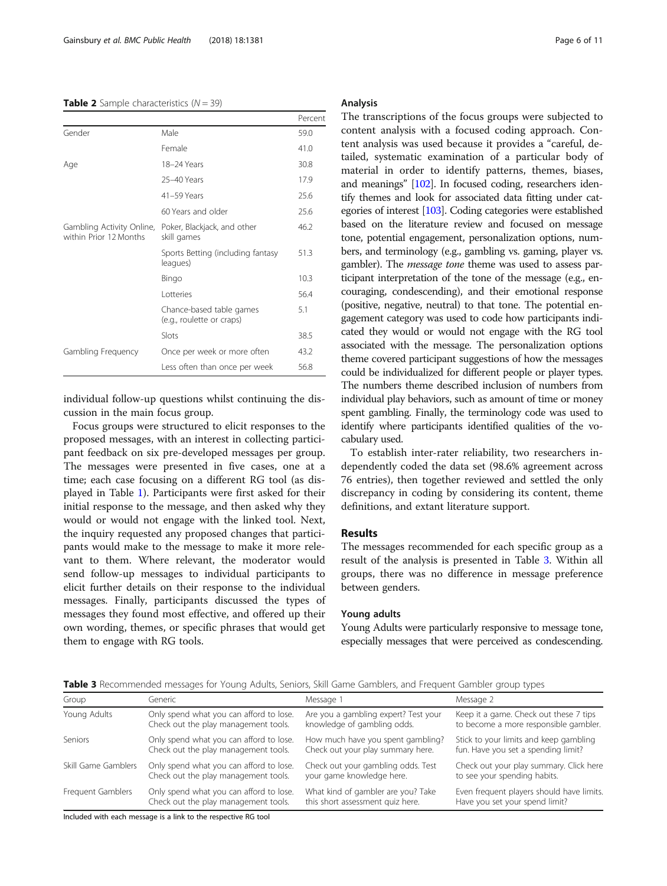**Table 2** Sample characteristics ($N = 39$)

| | | Percent |
|---|---|---|
| Gender | Male | 59.0 |
| | Female | 41.0 |
| Age | 18–24 Years | 30.8 |
| | 25–40 Years | 17.9 |
| | 41–59 Years | 25.6 |
| | 60 Years and older | 25.6 |
| Gambling Activity Online, within Prior 12 Months | Poker, Blackjack, and other skill games | 46.2 |
| | Sports Betting (including fantasy leagues) | 51.3 |
| | Bingo | 10.3 |
| | Lotteries | 56.4 |
| | Chance-based table games (e.g., roulette or craps) | 5.1 |
| | Slots | 38.5 |
| Gambling Frequency | Once per week or more often | 43.2 |
| | Less often than once per week | 56.8 |

individual follow-up questions whilst continuing the discussion in the main focus group.

Focus groups were structured to elicit responses to the proposed messages, with an interest in collecting participant feedback on six pre-developed messages per group. The messages were presented in five cases, one at a time; each case focusing on a different RG tool (as displayed in Table 1). Participants were first asked for their initial response to the message, and then asked why they would or would not engage with the linked tool. Next, the inquiry requested any proposed changes that participants would make to the message to make it more relevant to them. Where relevant, the moderator would send follow-up messages to individual participants to elicit further details on their response to the individual messages. Finally, participants discussed the types of messages they found most effective, and offered up their own wording, themes, or specific phrases that would get them to engage with RG tools.

### Analysis

The transcriptions of the focus groups were subjected to content analysis with a focused coding approach. Content analysis was used because it provides a "careful, detailed, systematic examination of a particular body of material in order to identify patterns, themes, biases, and meanings" [102]. In focused coding, researchers identify themes and look for associated data fitting under categories of interest [103]. Coding categories were established based on the literature review and focused on message tone, potential engagement, personalization options, numbers, and terminology (e.g., gambling vs. gaming, player vs. gambler). The *message tone* theme was used to assess participant interpretation of the tone of the message (e.g., encouraging, condescending), and their emotional response (positive, negative, neutral) to that tone. The potential engagement category was used to code how participants indicated they would or would not engage with the RG tool associated with the message. The personalization options theme covered participant suggestions of how the messages could be individualized for different people or player types. The numbers theme described inclusion of numbers from individual play behaviors, such as amount of time or money spent gambling. Finally, the terminology code was used to identify where participants identified qualities of the vocabulary used.

To establish inter-rater reliability, two researchers independently coded the data set (98.6% agreement across 76 entries), then together reviewed and settled the only discrepancy in coding by considering its content, theme definitions, and extant literature support.

## Results

The messages recommended for each specific group as a result of the analysis is presented in Table 3. Within all groups, there was no difference in message preference between genders.

### Young adults

Young Adults were particularly responsive to message tone, especially messages that were perceived as condescending.

**Table 3** Recommended messages for Young Adults, Seniors, Skill Game Gamblers, and Frequent Gambler group types

| Group | Generic | Message 1 | Message 2 |
|---|---|---|---|
| Young Adults | Only spend what you can afford to lose. Check out the play management tools. | Are you a gambling expert? Test your knowledge of gambling odds. | Keep it a game. Check out these 7 tips to become a more responsible gambler. |
| Seniors | Only spend what you can afford to lose. Check out the play management tools. | How much have you spent gambling? Check out your play summary here. | Stick to your limits and keep gambling fun. Have you set a spending limit? |
| Skill Game Gamblers | Only spend what you can afford to lose. Check out the play management tools. | Check out your gambling odds. Test your game knowledge here. | Check out your play summary. Click here to see your spending habits. |
| Frequent Gamblers | Only spend what you can afford to lose. Check out the play management tools. | What kind of gambler are you? Take this short assessment quiz here. | Even frequent players should have limits. Have you set your spend limit? |

Included with each message is a link to the respective RG tool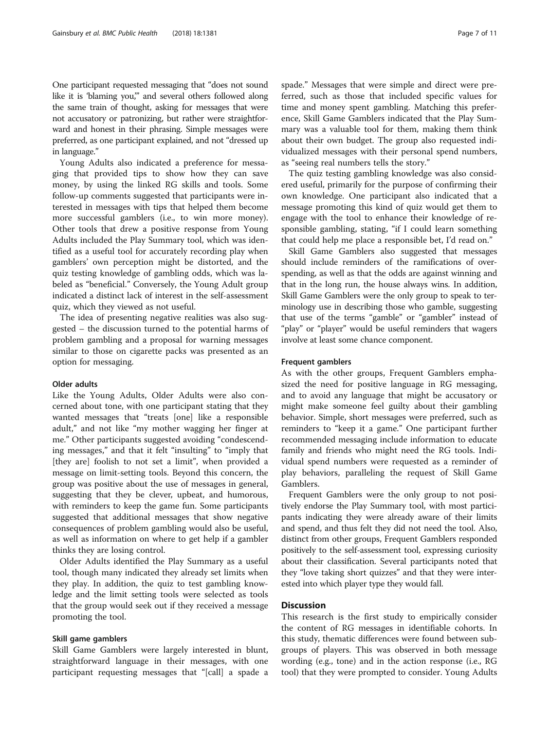One participant requested messaging that "does not sound like it is 'blaming you,'" and several others followed along the same train of thought, asking for messages that were not accusatory or patronizing, but rather were straightforward and honest in their phrasing. Simple messages were preferred, as one participant explained, and not "dressed up in language."

Young Adults also indicated a preference for messaging that provided tips to show how they can save money, by using the linked RG skills and tools. Some follow-up comments suggested that participants were interested in messages with tips that helped them become more successful gamblers (i.e., to win more money). Other tools that drew a positive response from Young Adults included the Play Summary tool, which was identified as a useful tool for accurately recording play when gamblers' own perception might be distorted, and the quiz testing knowledge of gambling odds, which was labeled as "beneficial." Conversely, the Young Adult group indicated a distinct lack of interest in the self-assessment quiz, which they viewed as not useful.

The idea of presenting negative realities was also suggested – the discussion turned to the potential harms of problem gambling and a proposal for warning messages similar to those on cigarette packs was presented as an option for messaging.

#### Older adults

Like the Young Adults, Older Adults were also concerned about tone, with one participant stating that they wanted messages that "treats [one] like a responsible adult," and not like "my mother wagging her finger at me." Other participants suggested avoiding "condescending messages," and that it felt "insulting" to "imply that [they are] foolish to not set a limit", when provided a message on limit-setting tools. Beyond this concern, the group was positive about the use of messages in general, suggesting that they be clever, upbeat, and humorous, with reminders to keep the game fun. Some participants suggested that additional messages that show negative consequences of problem gambling would also be useful, as well as information on where to get help if a gambler thinks they are losing control.

Older Adults identified the Play Summary as a useful tool, though many indicated they already set limits when they play. In addition, the quiz to test gambling knowledge and the limit setting tools were selected as tools that the group would seek out if they received a message promoting the tool.

#### Skill game gamblers

Skill Game Gamblers were largely interested in blunt, straightforward language in their messages, with one participant requesting messages that "[call] a spade a spade." Messages that were simple and direct were preferred, such as those that included specific values for time and money spent gambling. Matching this preference, Skill Game Gamblers indicated that the Play Summary was a valuable tool for them, making them think about their own budget. The group also requested individualized messages with their personal spend numbers, as "seeing real numbers tells the story."

The quiz testing gambling knowledge was also considered useful, primarily for the purpose of confirming their own knowledge. One participant also indicated that a message promoting this kind of quiz would get them to engage with the tool to enhance their knowledge of responsible gambling, stating, "if I could learn something that could help me place a responsible bet, I'd read on."

Skill Game Gamblers also suggested that messages should include reminders of the ramifications of overspending, as well as that the odds are against winning and that in the long run, the house always wins. In addition, Skill Game Gamblers were the only group to speak to terminology use in describing those who gamble, suggesting that use of the terms "gamble" or "gambler" instead of "play" or "player" would be useful reminders that wagers involve at least some chance component.

#### Frequent gamblers

As with the other groups, Frequent Gamblers emphasized the need for positive language in RG messaging, and to avoid any language that might be accusatory or might make someone feel guilty about their gambling behavior. Simple, short messages were preferred, such as reminders to "keep it a game." One participant further recommended messaging include information to educate family and friends who might need the RG tools. Individual spend numbers were requested as a reminder of play behaviors, paralleling the request of Skill Game Gamblers.

Frequent Gamblers were the only group to not positively endorse the Play Summary tool, with most participants indicating they were already aware of their limits and spend, and thus felt they did not need the tool. Also, distinct from other groups, Frequent Gamblers responded positively to the self-assessment tool, expressing curiosity about their classification. Several participants noted that they "love taking short quizzes" and that they were interested into which player type they would fall.

## Discussion

This research is the first study to empirically consider the content of RG messages in identifiable cohorts. In this study, thematic differences were found between subgroups of players. This was observed in both message wording (e.g., tone) and in the action response (i.e., RG tool) that they were prompted to consider. Young Adults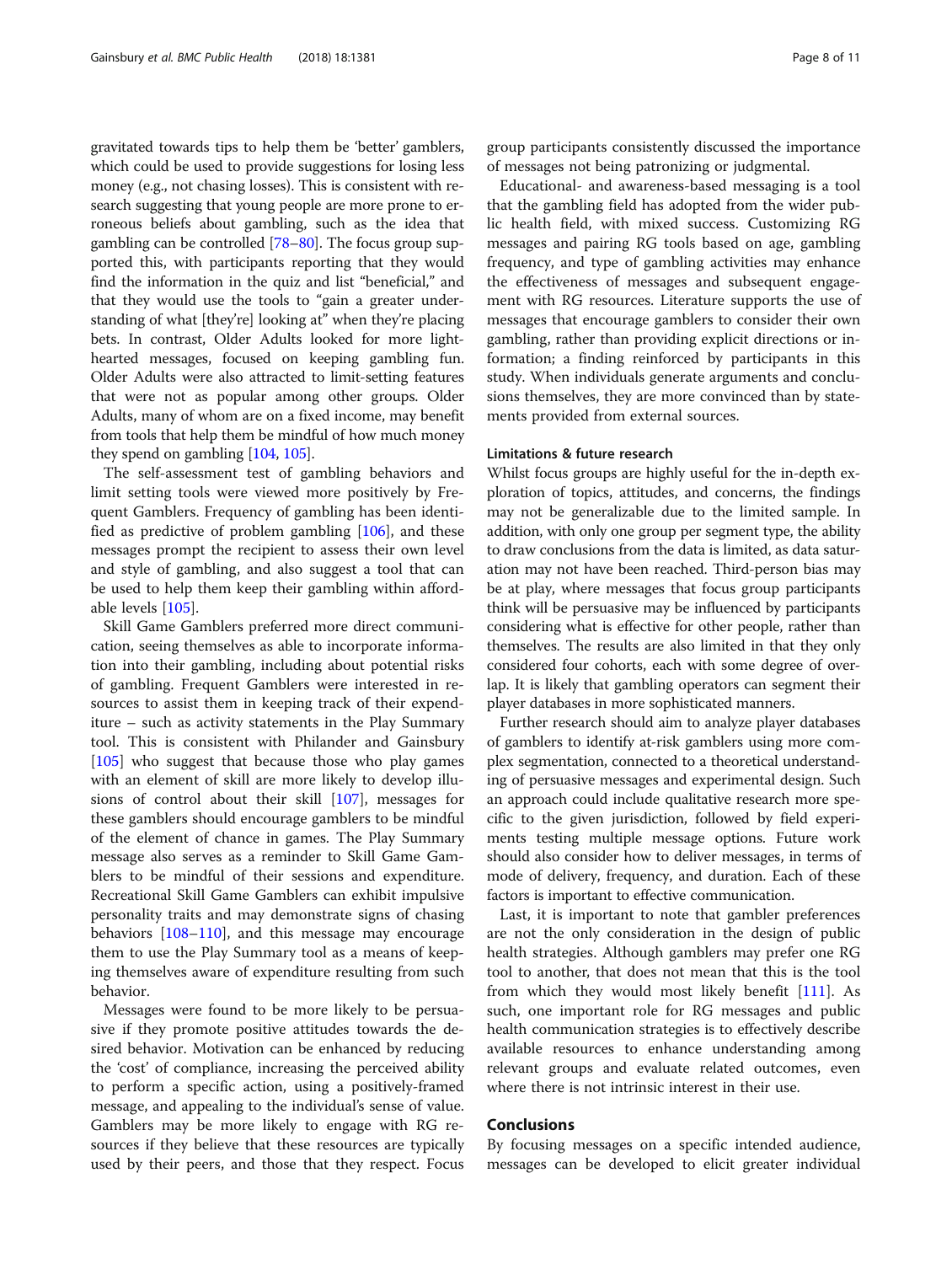gravitated towards tips to help them be 'better' gamblers, which could be used to provide suggestions for losing less money (e.g., not chasing losses). This is consistent with research suggesting that young people are more prone to erroneous beliefs about gambling, such as the idea that gambling can be controlled [78–80]. The focus group supported this, with participants reporting that they would find the information in the quiz and list "beneficial," and that they would use the tools to "gain a greater understanding of what [they're] looking at" when they're placing bets. In contrast, Older Adults looked for more lighthearted messages, focused on keeping gambling fun. Older Adults were also attracted to limit-setting features that were not as popular among other groups. Older Adults, many of whom are on a fixed income, may benefit from tools that help them be mindful of how much money they spend on gambling [104, 105].

The self-assessment test of gambling behaviors and limit setting tools were viewed more positively by Frequent Gamblers. Frequency of gambling has been identified as predictive of problem gambling [106], and these messages prompt the recipient to assess their own level and style of gambling, and also suggest a tool that can be used to help them keep their gambling within affordable levels [105].

Skill Game Gamblers preferred more direct communication, seeing themselves as able to incorporate information into their gambling, including about potential risks of gambling. Frequent Gamblers were interested in resources to assist them in keeping track of their expenditure – such as activity statements in the Play Summary tool. This is consistent with Philander and Gainsbury [105] who suggest that because those who play games with an element of skill are more likely to develop illusions of control about their skill [107], messages for these gamblers should encourage gamblers to be mindful of the element of chance in games. The Play Summary message also serves as a reminder to Skill Game Gamblers to be mindful of their sessions and expenditure. Recreational Skill Game Gamblers can exhibit impulsive personality traits and may demonstrate signs of chasing behaviors [108–110], and this message may encourage them to use the Play Summary tool as a means of keeping themselves aware of expenditure resulting from such behavior.

Messages were found to be more likely to be persuasive if they promote positive attitudes towards the desired behavior. Motivation can be enhanced by reducing the 'cost' of compliance, increasing the perceived ability to perform a specific action, using a positively-framed message, and appealing to the individual's sense of value. Gamblers may be more likely to engage with RG resources if they believe that these resources are typically used by their peers, and those that they respect. Focus group participants consistently discussed the importance of messages not being patronizing or judgmental.

Educational- and awareness-based messaging is a tool that the gambling field has adopted from the wider public health field, with mixed success. Customizing RG messages and pairing RG tools based on age, gambling frequency, and type of gambling activities may enhance the effectiveness of messages and subsequent engagement with RG resources. Literature supports the use of messages that encourage gamblers to consider their own gambling, rather than providing explicit directions or information; a finding reinforced by participants in this study. When individuals generate arguments and conclusions themselves, they are more convinced than by statements provided from external sources.

### Limitations & future research

Whilst focus groups are highly useful for the in-depth exploration of topics, attitudes, and concerns, the findings may not be generalizable due to the limited sample. In addition, with only one group per segment type, the ability to draw conclusions from the data is limited, as data saturation may not have been reached. Third-person bias may be at play, where messages that focus group participants think will be persuasive may be influenced by participants considering what is effective for other people, rather than themselves. The results are also limited in that they only considered four cohorts, each with some degree of overlap. It is likely that gambling operators can segment their player databases in more sophisticated manners.

Further research should aim to analyze player databases of gamblers to identify at-risk gamblers using more complex segmentation, connected to a theoretical understanding of persuasive messages and experimental design. Such an approach could include qualitative research more specific to the given jurisdiction, followed by field experiments testing multiple message options. Future work should also consider how to deliver messages, in terms of mode of delivery, frequency, and duration. Each of these factors is important to effective communication.

Last, it is important to note that gambler preferences are not the only consideration in the design of public health strategies. Although gamblers may prefer one RG tool to another, that does not mean that this is the tool from which they would most likely benefit [111]. As such, one important role for RG messages and public health communication strategies is to effectively describe available resources to enhance understanding among relevant groups and evaluate related outcomes, even where there is not intrinsic interest in their use.

## Conclusions

By focusing messages on a specific intended audience, messages can be developed to elicit greater individual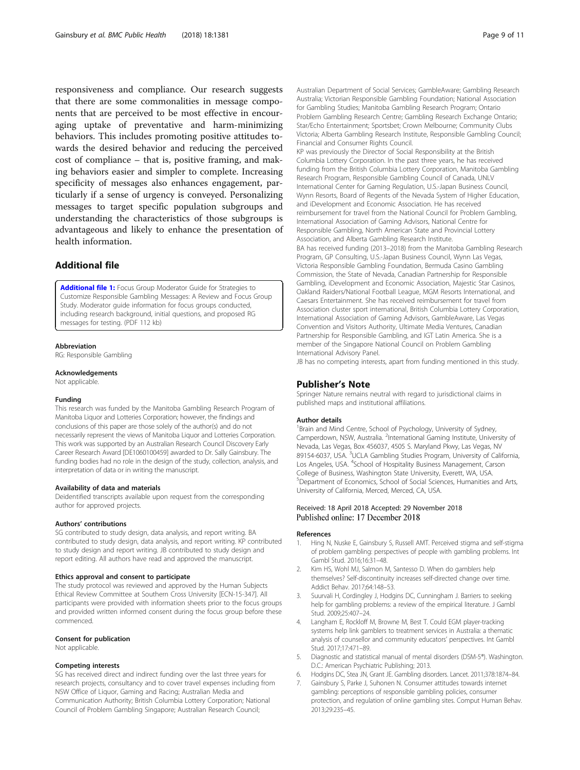responsiveness and compliance. Our research suggests that there are some commonalities in message components that are perceived to be most effective in encouraging uptake of preventative and harm-minimizing behaviors. This includes promoting positive attitudes towards the desired behavior and reducing the perceived cost of compliance – that is, positive framing, and making behaviors easier and simpler to complete. Increasing specificity of messages also enhances engagement, particularly if a sense of urgency is conveyed. Personalizing messages to target specific population subgroups and understanding the characteristics of those subgroups is advantageous and likely to enhance the presentation of health information.

## Additional file

**Additional file 1:** Focus Group Moderator Guide for Strategies to Customize Responsible Gambling Messages: A Review and Focus Group Study. Moderator guide information for focus groups conducted, including research background, initial questions, and proposed RG messages for testing. (PDF 112 kb)

#### Abbreviation

RG: Responsible Gambling

#### Acknowledgements

Not applicable.

#### Funding

This research was funded by the Manitoba Gambling Research Program of Manitoba Liquor and Lotteries Corporation; however, the findings and conclusions of this paper are those solely of the author(s) and do not necessarily represent the views of Manitoba Liquor and Lotteries Corporation. This work was supported by an Australian Research Council Discovery Early Career Research Award [DE1060100459] awarded to Dr. Sally Gainsbury. The funding bodies had no role in the design of the study, collection, analysis, and interpretation of data or in writing the manuscript.

#### Availability of data and materials

Deidentified transcripts available upon request from the corresponding author for approved projects.

#### Authors' contributions

SG contributed to study design, data analysis, and report writing. BA contributed to study design, data analysis, and report writing. KP contributed to study design and report writing. JB contributed to study design and report editing. All authors have read and approved the manuscript.

#### Ethics approval and consent to participate

The study protocol was reviewed and approved by the Human Subjects Ethical Review Committee at Southern Cross University [ECN-15-347]. All participants were provided with information sheets prior to the focus groups and provided written informed consent during the focus group before these commenced.

#### Consent for publication

Not applicable.

#### Competing interests

SG has received direct and indirect funding over the last three years for research projects, consultancy and to cover travel expenses including from NSW Office of Liquor, Gaming and Racing; Australian Media and Communication Authority; British Columbia Lottery Corporation; National Council of Problem Gambling Singapore; Australian Research Council; Australian Department of Social Services; GambleAware; Gambling Research Australia; Victorian Responsible Gambling Foundation; National Association for Gambling Studies; Manitoba Gambling Research Program; Ontario Problem Gambling Research Centre; Gambling Research Exchange Ontario; Star/Echo Entertainment; Sportsbet; Crown Melbourne; Community Clubs Victoria; Alberta Gambling Research Institute, Responsible Gambling Council; Financial and Consumer Rights Council.

KP was previously the Director of Social Responsibility at the British Columbia Lottery Corporation. In the past three years, he has received funding from the British Columbia Lottery Corporation, Manitoba Gambling Research Program, Responsible Gambling Council of Canada, UNLV International Center for Gaming Regulation, U.S.-Japan Business Council, Wynn Resorts, Board of Regents of the Nevada System of Higher Education, and iDevelopment and Economic Association. He has received reimbursement for travel from the National Council for Problem Gambling, International Association of Gaming Advisors, National Centre for Responsible Gambling, North American State and Provincial Lottery Association, and Alberta Gambling Research Institute.

BA has received funding (2013–2018) from the Manitoba Gambling Research Program, GP Consulting, U.S.-Japan Business Council, Wynn Las Vegas, Victoria Responsible Gambling Foundation, Bermuda Casino Gambling Commission, the State of Nevada, Canadian Partnership for Responsible Gambling, iDevelopment and Economic Association, Majestic Star Casinos, Oakland Raiders/National Football League, MGM Resorts International, and Caesars Entertainment. She has received reimbursement for travel from Association cluster sport international, British Columbia Lottery Corporation, International Association of Gaming Advisors, GambleAware, Las Vegas Convention and Visitors Authority, Ultimate Media Ventures, Canadian Partnership for Responsible Gambling, and IGT Latin America. She is a member of the Singapore National Council on Problem Gambling International Advisory Panel.

JB has no competing interests, apart from funding mentioned in this study.

## Publisher's Note

Springer Nature remains neutral with regard to jurisdictional claims in published maps and institutional affiliations.

#### Author details

[1]Brain and Mind Centre, School of Psychology, University of Sydney, Camperdown, NSW, Australia. [2]International Gaming Institute, University of Nevada, Las Vegas, Box 456037, 4505 S. Maryland Pkwy, Las Vegas, NV 89154-6037, USA. [3]UCLA Gambling Studies Program, University of California, Los Angeles, USA. [4]School of Hospitality Business Management, Carson College of Business, Washington State University, Everett, WA, USA. [5]Department of Economics, School of Social Sciences, Humanities and Arts, University of California, Merced, Merced, CA, USA.

Received: 18 April 2018 Accepted: 29 November 2018
Published online: 17 December 2018

#### References

1. Hing N, Nuske E, Gainsbury S, Russell AMT. Perceived stigma and self-stigma of problem gambling: perspectives of people with gambling problems. Int Gambl Stud. 2016;16:31–48.
2. Kim HS, Wohl MJ, Salmon M, Santesso D. When do gamblers help themselves? Self-discontinuity increases self-directed change over time. Addict Behav. 2017;64:148–53.
3. Suurvali H, Cordingley J, Hodgins DC, Cunningham J. Barriers to seeking help for gambling problems: a review of the empirical literature. J Gambl Stud. 2009;25:407–24.
4. Langham E, Rockloff M, Browne M, Best T. Could EGM player-tracking systems help link gamblers to treatment services in Australia: a thematic analysis of counsellor and community educators' perspectives. Int Gambl Stud. 2017;17:471–89.
5. Diagnostic and statistical manual of mental disorders (DSM-5®). Washington. D.C.: American Psychiatric Publishing; 2013.
6. Hodgins DC, Stea JN, Grant JE. Gambling disorders. Lancet. 2011;378:1874–84.
7. Gainsbury S, Parke J, Suhonen N. Consumer attitudes towards internet gambling: perceptions of responsible gambling policies, consumer protection, and regulation of online gambling sites. Comput Human Behav. 2013;29:235–45.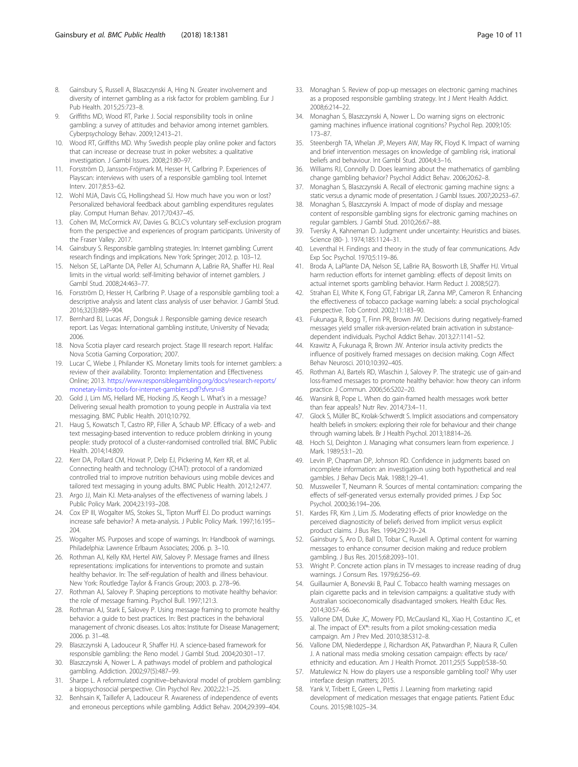8. Gainsbury S, Russell A, Blaszczynski A, Hing N. Greater involvement and diversity of internet gambling as a risk factor for problem gambling. Eur J Pub Health. 2015;25:723–8.
9. Griffiths MD, Wood RT, Parke J. Social responsibility tools in online gambling: a survey of attitudes and behavior among internet gamblers. Cyberpsychology Behav. 2009;12:413–21.
10. Wood RT, Griffiths MD. Why Swedish people play online poker and factors that can increase or decrease trust in poker websites: a qualitative investigation. J Gambl Issues. 2008;21:80–97.
11. Forsström D, Jansson-Fröjmark M, Hesser H, Carlbring P. Experiences of Playscan: interviews with users of a responsible gambling tool. Internet Interv. 2017;8:53–62.
12. Wohl MJA, Davis CG, Hollingshead SJ. How much have you won or lost? Personalized behavioral feedback about gambling expenditures regulates play. Comput Human Behav. 2017;70:437–45.
13. Cohen IM, McCormick AV, Davies G. BCLC's voluntary self-exclusion program from the perspective and experiences of program participants. University of the Fraser Valley. 2017.
14. Gainsbury S. Responsible gambling strategies. In: Internet gambling: Current research findings and implications. New York: Springer; 2012. p. 103–12.
15. Nelson SE, LaPlante DA, Peller AJ, Schumann A, LaBrie RA, Shaffer HJ. Real limits in the virtual world: self-limiting behavior of internet gamblers. J Gambl Stud. 2008;24:463–77.
16. Forsström D, Hesser H, Carlbring P. Usage of a responsible gambling tool: a descriptive analysis and latent class analysis of user behavior. J Gambl Stud. 2016;32(3):889–904.
17. Bernhard BJ, Lucas AF, Dongsuk J. Responsible gaming device research report. Las Vegas: International gambling institute, University of Nevada; 2006.
18. Nova Scotia player card research project. Stage III research report. Halifax: Nova Scotia Gaming Corporation; 2007.
19. Lucar C, Wiebe J, Philander KS. Monetary limits tools for internet gamblers: a review of their availability. Toronto: Implementation and Effectiveness Online; 2013. https://www.responsiblegambling.org/docs/research-reports/monetary-limits-tools-for-internet-gamblers.pdf?sfvrsn=8
20. Gold J, Lim MS, Hellard ME, Hocking JS, Keogh L. What's in a message? Delivering sexual health promotion to young people in Australia via text messaging. BMC Public Health. 2010;10:792.
21. Haug S, Kowatsch T, Castro RP, Filler A, Schaub MP. Efficacy of a web- and text messaging-based intervention to reduce problem drinking in young people: study protocol of a cluster-randomised controlled trial. BMC Public Health. 2014;14:809.
22. Kerr DA, Pollard CM, Howat P, Delp EJ, Pickering M, Kerr KR, et al. Connecting health and technology (CHAT): protocol of a randomized controlled trial to improve nutrition behaviours using mobile devices and tailored text messaging in young adults. BMC Public Health. 2012;12:477.
23. Argo JJ, Main KJ. Meta-analyses of the effectiveness of warning labels. J Public Policy Mark. 2004;23:193–208.
24. Cox EP III, Wogalter MS, Stokes SL, Tipton Murff EJ. Do product warnings increase safe behavior? A meta-analysis. J Public Policy Mark. 1997;16:195–204.
25. Wogalter MS. Purposes and scope of warnings. In: Handbook of warnings. Philadelphia: Lawrence Erlbaum Associates; 2006. p. 3–10.
26. Rothman AJ, Kelly KM, Hertel AW, Salovey P. Message frames and illness representations: implications for interventions to promote and sustain healthy behavior. In: The self-regulation of health and illness behaviour. New York: Routledge Taylor & Francis Group; 2003. p. 278–96.
27. Rothman AJ, Salovey P. Shaping perceptions to motivate healthy behavior: the role of message framing. Psychol Bull. 1997;121:3.
28. Rothman AJ, Stark E, Salovey P. Using message framing to promote healthy behavior: a guide to best practices. In: Best practices in the behavioral management of chronic diseases. Los altos: Institute for Disease Management; 2006. p. 31–48.
29. Blaszczynski A, Ladouceur R, Shaffer HJ. A science-based framework for responsible gambling: the Reno model. J Gambl Stud. 2004;20:301–17.
30. Blaszczynski A, Nower L. A pathways model of problem and pathological gambling. Addiction. 2002;97(5):487–99.
31. Sharpe L. A reformulated cognitive–behavioral model of problem gambling: a biopsychosocial perspective. Clin Psychol Rev. 2002;22:1–25.
32. Benhsain K, Taillefer A, Ladouceur R. Awareness of independence of events and erroneous perceptions while gambling. Addict Behav. 2004;29:399–404.
33. Monaghan S. Review of pop-up messages on electronic gaming machines as a proposed responsible gambling strategy. Int J Ment Health Addict. 2008;6:214–22.
34. Monaghan S, Blaszczynski A, Nower L. Do warning signs on electronic gaming machines influence irrational cognitions? Psychol Rep. 2009;105:173–87.
35. Steenbergh TA, Whelan JP, Meyers AW, May RK, Floyd K. Impact of warning and brief intervention messages on knowledge of gambling risk, irrational beliefs and behaviour. Int Gambl Stud. 2004;4:3–16.
36. Williams RJ, Connolly D. Does learning about the mathematics of gambling change gambling behavior? Psychol Addict Behav. 2006;20:62–8.
37. Monaghan S, Blaszczynski A. Recall of electronic gaming machine signs: a static versus a dynamic mode of presentation. J Gambl Issues. 2007;20:253–67.
38. Monaghan S, Blaszczynski A. Impact of mode of display and message content of responsible gambling signs for electronic gaming machines on regular gamblers. J Gambl Stud. 2010;26:67–88.
39. Tversky A, Kahneman D. Judgment under uncertainty: Heuristics and biases. Science (80- ). 1974;185:1124–31.
40. Leventhal H. Findings and theory in the study of fear communications. Adv Exp Soc Psychol. 1970;5:119–86.
41. Broda A, LaPlante DA, Nelson SE, LaBrie RA, Bosworth LB, Shaffer HJ. Virtual harm reduction efforts for internet gambling: effects of deposit limits on actual internet sports gambling behavior. Harm Reduct J. 2008;5(27).
42. Strahan EJ, White K, Fong GT, Fabrigar LR, Zanna MP, Cameron R. Enhancing the effectiveness of tobacco package warning labels: a social psychological perspective. Tob Control. 2002;11:183–90.
43. Fukunaga R, Bogg T, Finn PR, Brown JW. Decisions during negatively-framed messages yield smaller risk-aversion-related brain activation in substance-dependent individuals. Psychol Addict Behav. 2013;27:1141–52.
44. Krawitz A, Fukunaga R, Brown JW. Anterior insula activity predicts the influence of positively framed messages on decision making. Cogn Affect Behav Neurosci. 2010;10:392–405.
45. Rothman AJ, Bartels RD, Wlaschin J, Salovey P. The strategic use of gain-and loss-framed messages to promote healthy behavior: how theory can inform practice. J Commun. 2006;56:S202–20.
46. Wansink B, Pope L. When do gain-framed health messages work better than fear appeals? Nutr Rev. 2014;73:4–11.
47. Glock S, Müller BC, Krolak-Schwerdt S. Implicit associations and compensatory health beliefs in smokers: exploring their role for behaviour and their change through warning labels. Br J Health Psychol. 2013;18:814–26.
48. Hoch SJ, Deighton J. Managing what consumers learn from experience. J Mark. 1989;53:1–20.
49. Levin IP, Chapman DP, Johnson RD. Confidence in judgments based on incomplete information: an investigation using both hypothetical and real gambles. J Behav Decis Mak. 1988;1:29–41.
50. Mussweiler T, Neumann R. Sources of mental contamination: comparing the effects of self-generated versus externally provided primes. J Exp Soc Psychol. 2000;36:194–206.
51. Kardes FR, Kim J, Lim JS. Moderating effects of prior knowledge on the perceived diagnosticity of beliefs derived from implicit versus explicit product claims. J Bus Res. 1994;29:219–24.
52. Gainsbury S, Aro D, Ball D, Tobar C, Russell A. Optimal content for warning messages to enhance consumer decision making and reduce problem gambling. J Bus Res. 2015;68:2093–101.
53. Wright P. Concrete action plans in TV messages to increase reading of drug warnings. J Consum Res. 1979;6:256–69.
54. Guillaumier A, Bonevski B, Paul C. Tobacco health warning messages on plain cigarette packs and in television campaigns: a qualitative study with Australian socioeconomically disadvantaged smokers. Health Educ Res. 2014;30:57–66.
55. Vallone DM, Duke JC, Mowery PD, McCausland KL, Xiao H, Costantino JC, et al. The impact of EX®: results from a pilot smoking-cessation media campaign. Am J Prev Med. 2010;38:S312–8.
56. Vallone DM, Niederdeppe J, Richardson AK, Patwardhan P, Niaura R, Cullen J. A national mass media smoking cessation campaign: effects by race/ethnicity and education. Am J Health Promot. 2011;25(5 Suppl):S38–50.
57. Matulewicz N. How do players use a responsible gambling tool? Why user interface design matters; 2015.
58. Yank V, Tribett E, Green L, Pettis J. Learning from marketing: rapid development of medication messages that engage patients. Patient Educ Couns. 2015;98:1025–34.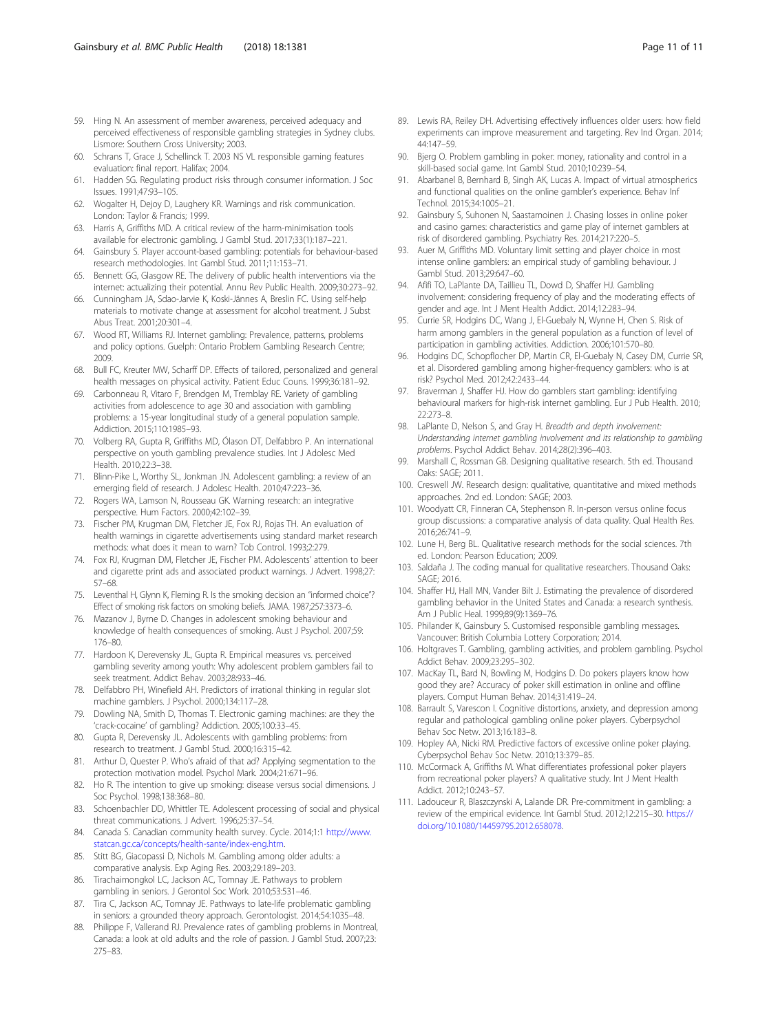59. Hing N. An assessment of member awareness, perceived adequacy and perceived effectiveness of responsible gambling strategies in Sydney clubs. Lismore: Southern Cross University; 2003.
60. Schrans T, Grace J, Schellinck T. 2003 NS VL responsible gaming features evaluation: final report. Halifax; 2004.
61. Hadden SG. Regulating product risks through consumer information. J Soc Issues. 1991;47:93–105.
62. Wogalter H, Dejoy D, Laughery KR. Warnings and risk communication. London: Taylor & Francis; 1999.
63. Harris A, Griffiths MD. A critical review of the harm-minimisation tools available for electronic gambling. J Gambl Stud. 2017;33(1):187–221.
64. Gainsbury S. Player account-based gambling: potentials for behaviour-based research methodologies. Int Gambl Stud. 2011;11:153–71.
65. Bennett GG, Glasgow RE. The delivery of public health interventions via the internet: actualizing their potential. Annu Rev Public Health. 2009;30:273–92.
66. Cunningham JA, Sdao-Jarvie K, Koski-Jännes A, Breslin FC. Using self-help materials to motivate change at assessment for alcohol treatment. J Subst Abus Treat. 2001;20:301–4.
67. Wood RT, Williams RJ. Internet gambling: Prevalence, patterns, problems and policy options. Guelph: Ontario Problem Gambling Research Centre; 2009.
68. Bull FC, Kreuter MW, Scharff DP. Effects of tailored, personalized and general health messages on physical activity. Patient Educ Couns. 1999;36:181–92.
69. Carbonneau R, Vitaro F, Brendgen M, Tremblay RE. Variety of gambling activities from adolescence to age 30 and association with gambling problems: a 15-year longitudinal study of a general population sample. Addiction. 2015;110:1985–93.
70. Volberg RA, Gupta R, Griffiths MD, Ólason DT, Delfabbro P. An international perspective on youth gambling prevalence studies. Int J Adolesc Med Health. 2010;22:3–38.
71. Blinn-Pike L, Worthy SL, Jonkman JN. Adolescent gambling: a review of an emerging field of research. J Adolesc Health. 2010;47:223–36.
72. Rogers WA, Lamson N, Rousseau GK. Warning research: an integrative perspective. Hum Factors. 2000;42:102–39.
73. Fischer PM, Krugman DM, Fletcher JE, Fox RJ, Rojas TH. An evaluation of health warnings in cigarette advertisements using standard market research methods: what does it mean to warn? Tob Control. 1993;2:279.
74. Fox RJ, Krugman DM, Fletcher JE, Fischer PM. Adolescents' attention to beer and cigarette print ads and associated product warnings. J Advert. 1998;27:57–68.
75. Leventhal H, Glynn K, Fleming R. Is the smoking decision an "informed choice"? Effect of smoking risk factors on smoking beliefs. JAMA. 1987;257:3373–6.
76. Mazanov J, Byrne D. Changes in adolescent smoking behaviour and knowledge of health consequences of smoking. Aust J Psychol. 2007;59:176–80.
77. Hardoon K, Derevensky JL, Gupta R. Empirical measures vs. perceived gambling severity among youth: Why adolescent problem gamblers fail to seek treatment. Addict Behav. 2003;28:933–46.
78. Delfabbro PH, Winefield AH. Predictors of irrational thinking in regular slot machine gamblers. J Psychol. 2000;134:117–28.
79. Dowling NA, Smith D, Thomas T. Electronic gaming machines: are they the 'crack-cocaine' of gambling? Addiction. 2005;100:33–45.
80. Gupta R, Derevensky JL. Adolescents with gambling problems: from research to treatment. J Gambl Stud. 2000;16:315–42.
81. Arthur D, Quester P. Who's afraid of that ad? Applying segmentation to the protection motivation model. Psychol Mark. 2004;21:671–96.
82. Ho R. The intention to give up smoking: disease versus social dimensions. J Soc Psychol. 1998;138:368–80.
83. Schoenbachler DD, Whittler TE. Adolescent processing of social and physical threat communications. J Advert. 1996;25:37–54.
84. Canada S. Canadian community health survey. Cycle. 2014;1:1 http://www.statcan.gc.ca/concepts/health-sante/index-eng.htm.
85. Stitt BG, Giacopassi D, Nichols M. Gambling among older adults: a comparative analysis. Exp Aging Res. 2003;29:189–203.
86. Tirachaimongkol LC, Jackson AC, Tomnay JE. Pathways to problem gambling in seniors. J Gerontol Soc Work. 2010;53:531–46.
87. Tira C, Jackson AC, Tomnay JE. Pathways to late-life problematic gambling in seniors: a grounded theory approach. Gerontologist. 2014;54:1035–48.
88. Philippe F, Vallerand RJ. Prevalence rates of gambling problems in Montreal, Canada: a look at old adults and the role of passion. J Gambl Stud. 2007;23:275–83.
89. Lewis RA, Reiley DH. Advertising effectively influences older users: how field experiments can improve measurement and targeting. Rev Ind Organ. 2014;44:147–59.
90. Bjerg O. Problem gambling in poker: money, rationality and control in a skill-based social game. Int Gambl Stud. 2010;10:239–54.
91. Abarbanel B, Bernhard B, Singh AK, Lucas A. Impact of virtual atmospherics and functional qualities on the online gambler's experience. Behav Inf Technol. 2015;34:1005–21.
92. Gainsbury S, Suhonen N, Saastamoinen J. Chasing losses in online poker and casino games: characteristics and game play of internet gamblers at risk of disordered gambling. Psychiatry Res. 2014;217:220–5.
93. Auer M, Griffiths MD. Voluntary limit setting and player choice in most intense online gamblers: an empirical study of gambling behaviour. J Gambl Stud. 2013;29:647–60.
94. Afifi TO, LaPlante DA, Taillieu TL, Dowd D, Shaffer HJ. Gambling involvement: considering frequency of play and the moderating effects of gender and age. Int J Ment Health Addict. 2014;12:283–94.
95. Currie SR, Hodgins DC, Wang J, El-Guebaly N, Wynne H, Chen S. Risk of harm among gamblers in the general population as a function of level of participation in gambling activities. Addiction. 2006;101:570–80.
96. Hodgins DC, Schopflocher DP, Martin CR, El-Guebaly N, Casey DM, Currie SR, et al. Disordered gambling among higher-frequency gamblers: who is at risk? Psychol Med. 2012;42:2433–44.
97. Braverman J, Shaffer HJ. How do gamblers start gambling: identifying behavioural markers for high-risk internet gambling. Eur J Pub Health. 2010;22:273–8.
98. LaPlante D, Nelson S, and Gray H. *Breadth and depth involvement: Understanding internet gambling involvement and its relationship to gambling problems*. Psychol Addict Behav. 2014;28(2):396–403.
99. Marshall C, Rossman GB. Designing qualitative research. 5th ed. Thousand Oaks: SAGE; 2011.
100. Creswell JW. Research design: qualitative, quantitative and mixed methods approaches. 2nd ed. London: SAGE; 2003.
101. Woodyatt CR, Finneran CA, Stephenson R. In-person versus online focus group discussions: a comparative analysis of data quality. Qual Health Res. 2016;26:741–9.
102. Lune H, Berg BL. Qualitative research methods for the social sciences. 7th ed. London: Pearson Education; 2009.
103. Saldaña J. The coding manual for qualitative researchers. Thousand Oaks: SAGE; 2016.
104. Shaffer HJ, Hall MN, Vander Bilt J. Estimating the prevalence of disordered gambling behavior in the United States and Canada: a research synthesis. Am J Public Heal. 1999;89(9):1369–76.
105. Philander K, Gainsbury S. Customised responsible gambling messages. Vancouver: British Columbia Lottery Corporation; 2014.
106. Holtgraves T. Gambling, gambling activities, and problem gambling. Psychol Addict Behav. 2009;23:295–302.
107. MacKay TL, Bard N, Bowling M, Hodgins D. Do pokers players know how good they are? Accuracy of poker skill estimation in online and offline players. Comput Human Behav. 2014;31:419–24.
108. Barrault S, Varescon I. Cognitive distortions, anxiety, and depression among regular and pathological gambling online poker players. Cyberpsychol Behav Soc Netw. 2013;16:183–8.
109. Hopley AA, Nicki RM. Predictive factors of excessive online poker playing. Cyberpsychol Behav Soc Netw. 2010;13:379–85.
110. McCormack A, Griffiths M. What differentiates professional poker players from recreational poker players? A qualitative study. Int J Ment Health Addict. 2012;10:243–57.
111. Ladouceur R, Blaszczynski A, Lalande DR. Pre-commitment in gambling: a review of the empirical evidence. Int Gambl Stud. 2012;12:215–30. https://doi.org/10.1080/14459795.2012.658078.